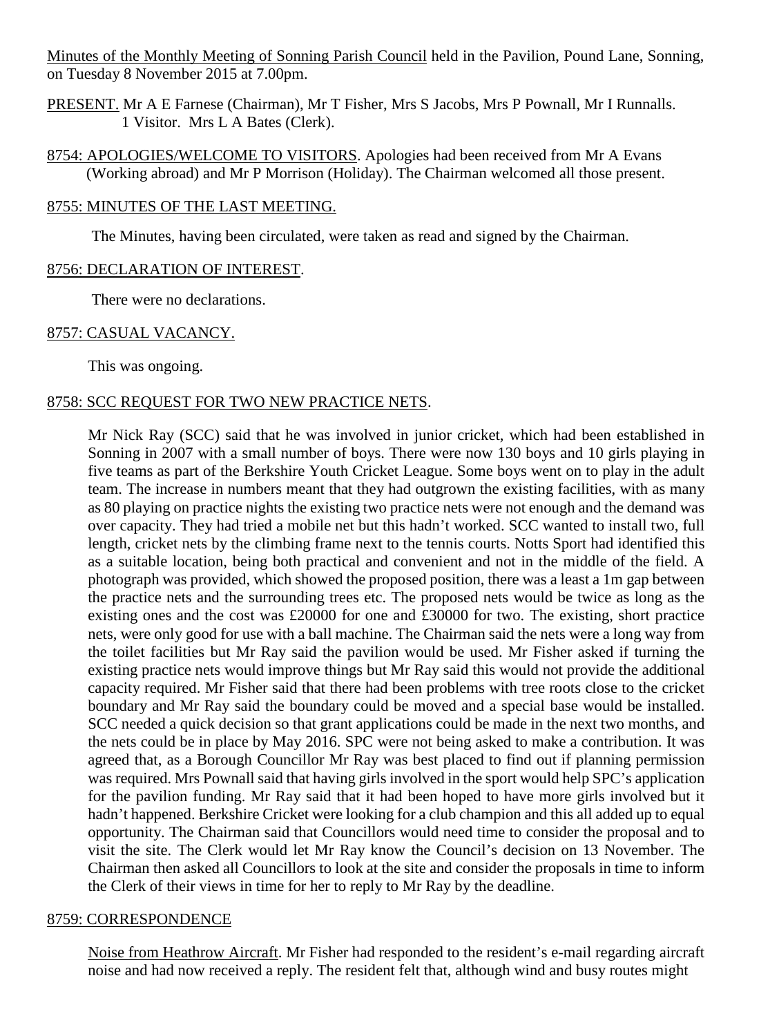Minutes of the Monthly Meeting of Sonning Parish Council held in the Pavilion, Pound Lane, Sonning, on Tuesday 8 November 2015 at 7.00pm.

PRESENT. Mr A E Farnese (Chairman), Mr T Fisher, Mrs S Jacobs, Mrs P Pownall, Mr I Runnalls. 1 Visitor. Mrs L A Bates (Clerk).

8754: APOLOGIES/WELCOME TO VISITORS. Apologies had been received from Mr A Evans (Working abroad) and Mr P Morrison (Holiday). The Chairman welcomed all those present.

8755: MINUTES OF THE LAST MEETING.

The Minutes, having been circulated, were taken as read and signed by the Chairman.

8756: DECLARATION OF INTEREST.

There were no declarations.

8757: CASUAL VACANCY.

This was ongoing.

8758: SCC REQUEST FOR TWO NEW PRACTICE NETS.

Mr Nick Ray (SCC) said that he was involved in junior cricket, which had been established in Sonning in 2007 with a small number of boys. There were now 130 boys and 10 girls playing in five teams as part of the Berkshire Youth Cricket League. Some boys went on to play in the adult team. The increase in numbers meant that they had outgrown the existing facilities, with as many as 80 playing on practice nights the existing two practice nets were not enough and the demand was over capacity. They had tried a mobile net but this hadn't worked. SCC wanted to install two, full length, cricket nets by the climbing frame next to the tennis courts. Notts Sport had identified this as a suitable location, being both practical and convenient and not in the middle of the field. A photograph was provided, which showed the proposed position, there was a least a 1m gap between the practice nets and the surrounding trees etc. The proposed nets would be twice as long as the existing ones and the cost was £20000 for one and £30000 for two. The existing, short practice nets, were only good for use with a ball machine. The Chairman said the nets were a long way from the toilet facilities but Mr Ray said the pavilion would be used. Mr Fisher asked if turning the existing practice nets would improve things but Mr Ray said this would not provide the additional capacity required. Mr Fisher said that there had been problems with tree roots close to the cricket boundary and Mr Ray said the boundary could be moved and a special base would be installed. SCC needed a quick decision so that grant applications could be made in the next two months, and the nets could be in place by May 2016. SPC were not being asked to make a contribution. It was agreed that, as a Borough Councillor Mr Ray was best placed to find out if planning permission was required. Mrs Pownall said that having girls involved in the sport would help SPC's application for the pavilion funding. Mr Ray said that it had been hoped to have more girls involved but it hadn't happened. Berkshire Cricket were looking for a club champion and this all added up to equal opportunity. The Chairman said that Councillors would need time to consider the proposal and to visit the site. The Clerk would let Mr Ray know the Council's decision on 13 November. The Chairman then asked all Councillors to look at the site and consider the proposals in time to inform the Clerk of their views in time for her to reply to Mr Ray by the deadline.

8759: CORRESPONDENCE

Noise from Heathrow Aircraft. Mr Fisher had responded to the resident's e-mail regarding aircraft noise and had now received a reply. The resident felt that, although wind and busy routes might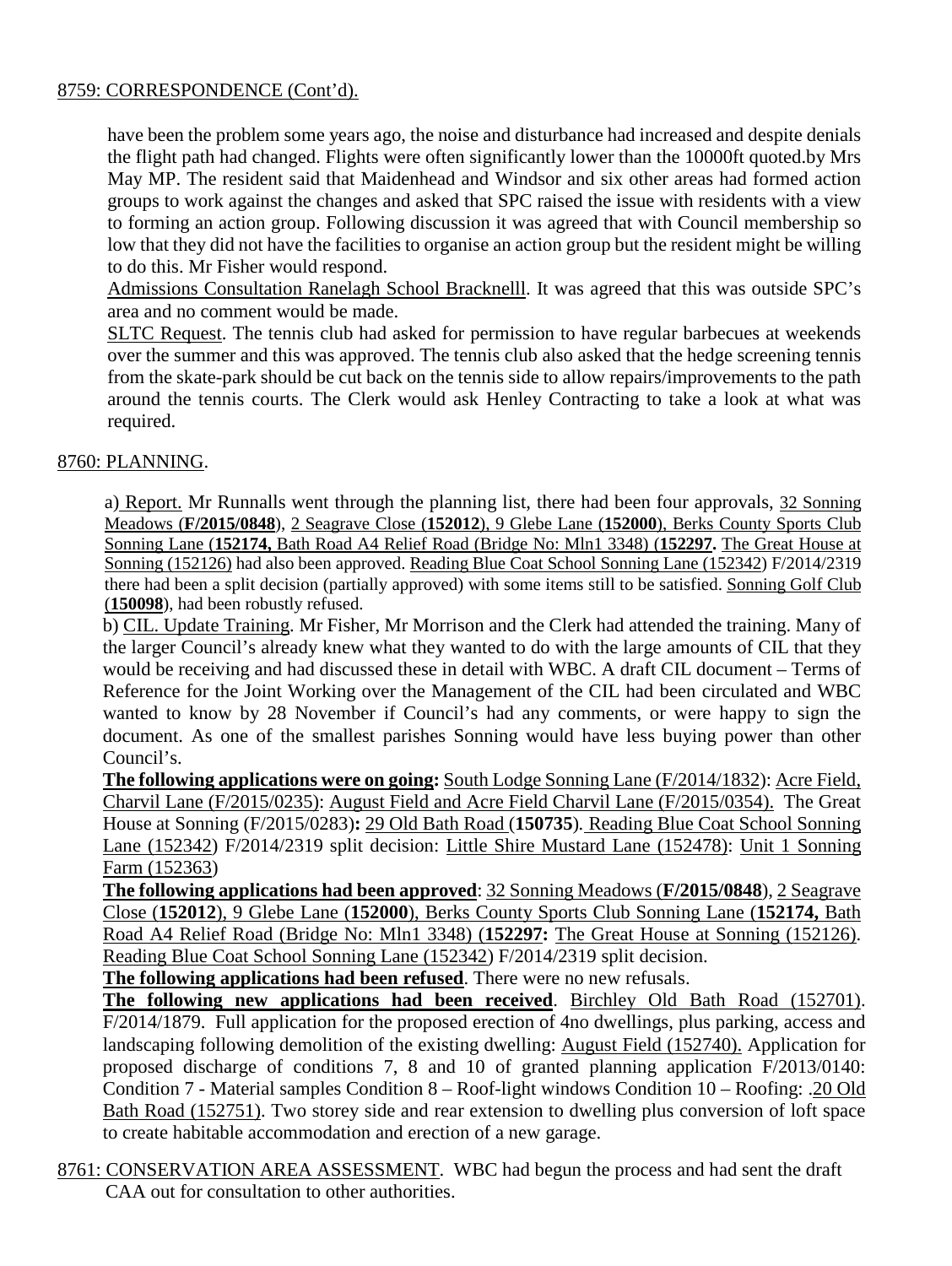8759: CORRESPONDENCE (Cont'd).

have been the problem some years ago, the noise and disturbance had increased and despite denials the flight path had changed. Flights were often significantly lower than the 10000ft quoted.by Mrs May MP. The resident said that Maidenhead and Windsor and six other areas had formed action groups to work against the changes and asked that SPC raised the issue with residents with a view to forming an action group. Following discussion it was agreed that with Council membership so low that they did not have the facilities to organise an action group but the resident might be willing to do this. Mr Fisher would respond.

Admissions Consultation Ranelagh School Bracknelll. It was agreed that this was outside SPC's area and no comment would be made.

SLTC Request. The tennis club had asked for permission to have regular barbecues at weekends over the summer and this was approved. The tennis club also asked that the hedge screening tennis from the skate-park should be cut back on the tennis side to allow repairs/improvements to the path around the tennis courts. The Clerk would ask Henley Contracting to take a look at what was required.

8760: PLANNING.

a) Report. Mr Runnalls went through the planning list, there had been four approvals, 32 Sonning Meadows (**F/2015/0848**), 2 Seagrave Close (**152012**), 9 Glebe Lane (**152000**), Berks County Sports Club Sonning Lane (**152174,** Bath Road A4 Relief Road (Bridge No: Mln1 3348) (**152297.** The Great House at Sonning (152126) had also been approved. Reading Blue Coat School Sonning Lane (152342) F/2014/2319 there had been a split decision (partially approved) with some items still to be satisfied. Sonning Golf Club (**150098**), had been robustly refused.

b) CIL. Update Training. Mr Fisher, Mr Morrison and the Clerk had attended the training. Many of the larger Council's already knew what they wanted to do with the large amounts of CIL that they would be receiving and had discussed these in detail with WBC. A draft CIL document – Terms of Reference for the Joint Working over the Management of the CIL had been circulated and WBC wanted to know by 28 November if Council's had any comments, or were happy to sign the document. As one of the smallest parishes Sonning would have less buying power than other Council's.

**The following applications were on going:** South Lodge Sonning Lane (F/2014/1832): Acre Field, Charvil Lane (F/2015/0235): August Field and Acre Field Charvil Lane (F/2015/0354). The Great House at Sonning (F/2015/0283)**:** 29 Old Bath Road (**150735**). Reading Blue Coat School Sonning Lane (152342) F/2014/2319 split decision: Little Shire Mustard Lane (152478): Unit 1 Sonning Farm (152363)

**The following applications had been approved**: 32 Sonning Meadows (**F/2015/0848**), 2 Seagrave Close (**152012**), 9 Glebe Lane (**152000**), Berks County Sports Club Sonning Lane (**152174,** Bath Road A4 Relief Road (Bridge No: Mln1 3348) (**152297:** The Great House at Sonning (152126). Reading Blue Coat School Sonning Lane (152342) F/2014/2319 split decision.

**The following applications had been refused**. There were no new refusals.

**The following new applications had been received**. Birchley Old Bath Road (152701). F/2014/1879. Full application for the proposed erection of 4no dwellings, plus parking, access and landscaping following demolition of the existing dwelling: August Field (152740). Application for proposed discharge of conditions 7, 8 and 10 of granted planning application F/2013/0140: Condition 7 - Material samples Condition 8 – Roof-light windows Condition 10 – Roofing: .20 Old Bath Road (152751). Two storey side and rear extension to dwelling plus conversion of loft space to create habitable accommodation and erection of a new garage.

8761: CONSERVATION AREA ASSESSMENT. WBC had begun the process and had sent the draft CAA out for consultation to other authorities.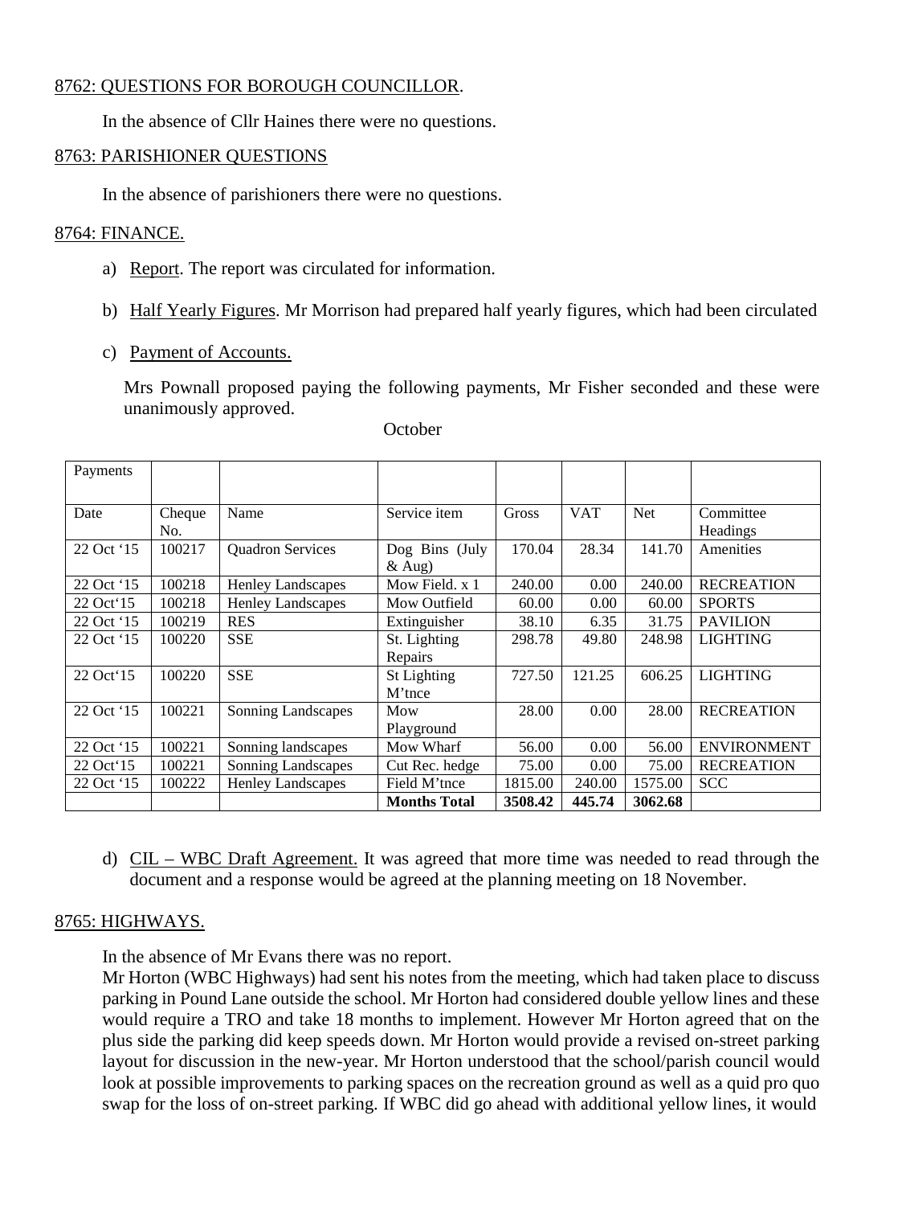8762: QUESTIONS FOR BOROUGH COUNCILLOR.

In the absence of Cllr Haines there were no questions.

8763: PARISHIONER QUESTIONS

In the absence of parishioners there were no questions.

8764: FINANCE.

a) Report. The report was circulated for information.

b) Half Yearly Figures. Mr Morrison had prepared half yearly figures, which had been circulated

c) Payment of Accounts.

Mrs Pownall proposed paying the following payments, Mr Fisher seconded and these were unanimously approved.

October

| Payments | | | | | | | |
|---|---|---|---|---|---|---|---|
| Date | Cheque No. | Name | Service item | Gross | VAT | Net | Committee Headings |
| 22 Oct '15 | 100217 | Quadron Services | Dog Bins (July & Aug) | 170.04 | 28.34 | 141.70 | Amenities |
| 22 Oct '15 | 100218 | Henley Landscapes | Mow Field. x 1 | 240.00 | 0.00 | 240.00 | RECREATION |
| 22 Oct'15 | 100218 | Henley Landscapes | Mow Outfield | 60.00 | 0.00 | 60.00 | SPORTS |
| 22 Oct '15 | 100219 | RES | Extinguisher | 38.10 | 6.35 | 31.75 | PAVILION |
| 22 Oct '15 | 100220 | SSE | St. Lighting Repairs | 298.78 | 49.80 | 248.98 | LIGHTING |
| 22 Oct'15 | 100220 | SSE | St Lighting M'tnce | 727.50 | 121.25 | 606.25 | LIGHTING |
| 22 Oct '15 | 100221 | Sonning Landscapes | Mow Playground | 28.00 | 0.00 | 28.00 | RECREATION |
| 22 Oct '15 | 100221 | Sonning landscapes | Mow Wharf | 56.00 | 0.00 | 56.00 | ENVIRONMENT |
| 22 Oct'15 | 100221 | Sonning Landscapes | Cut Rec. hedge | 75.00 | 0.00 | 75.00 | RECREATION |
| 22 Oct '15 | 100222 | Henley Landscapes | Field M'tnce | 1815.00 | 240.00 | 1575.00 | SCC |
| | | | **Months Total** | **3508.42** | **445.74** | **3062.68** | |

d) CIL – WBC Draft Agreement. It was agreed that more time was needed to read through the document and a response would be agreed at the planning meeting on 18 November.

8765: HIGHWAYS.

In the absence of Mr Evans there was no report.

Mr Horton (WBC Highways) had sent his notes from the meeting, which had taken place to discuss parking in Pound Lane outside the school. Mr Horton had considered double yellow lines and these would require a TRO and take 18 months to implement. However Mr Horton agreed that on the plus side the parking did keep speeds down. Mr Horton would provide a revised on-street parking layout for discussion in the new-year. Mr Horton understood that the school/parish council would look at possible improvements to parking spaces on the recreation ground as well as a quid pro quo swap for the loss of on-street parking. If WBC did go ahead with additional yellow lines, it would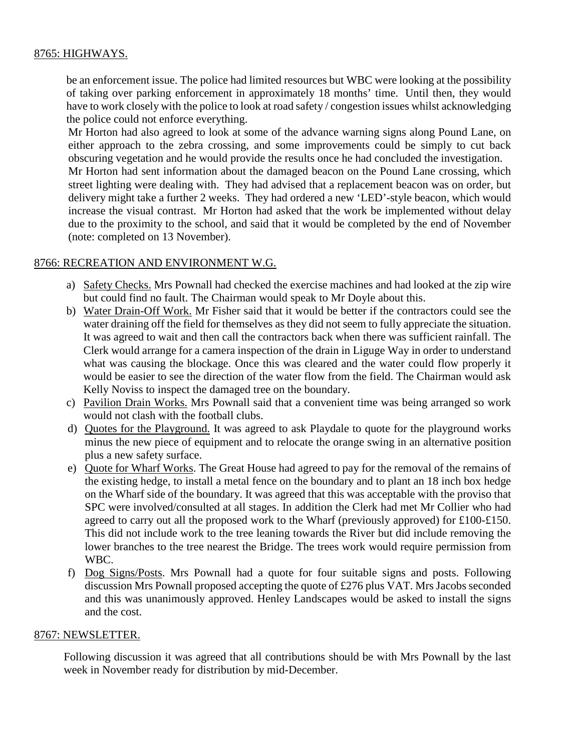8765: HIGHWAYS.

be an enforcement issue. The police had limited resources but WBC were looking at the possibility of taking over parking enforcement in approximately 18 months' time. Until then, they would have to work closely with the police to look at road safety / congestion issues whilst acknowledging the police could not enforce everything.

Mr Horton had also agreed to look at some of the advance warning signs along Pound Lane, on either approach to the zebra crossing, and some improvements could be simply to cut back obscuring vegetation and he would provide the results once he had concluded the investigation.

Mr Horton had sent information about the damaged beacon on the Pound Lane crossing, which street lighting were dealing with. They had advised that a replacement beacon was on order, but delivery might take a further 2 weeks. They had ordered a new 'LED'-style beacon, which would increase the visual contrast. Mr Horton had asked that the work be implemented without delay due to the proximity to the school, and said that it would be completed by the end of November (note: completed on 13 November).

8766: RECREATION AND ENVIRONMENT W.G.

a) Safety Checks. Mrs Pownall had checked the exercise machines and had looked at the zip wire but could find no fault. The Chairman would speak to Mr Doyle about this.
b) Water Drain-Off Work. Mr Fisher said that it would be better if the contractors could see the water draining off the field for themselves as they did not seem to fully appreciate the situation. It was agreed to wait and then call the contractors back when there was sufficient rainfall. The Clerk would arrange for a camera inspection of the drain in Liguge Way in order to understand what was causing the blockage. Once this was cleared and the water could flow properly it would be easier to see the direction of the water flow from the field. The Chairman would ask Kelly Noviss to inspect the damaged tree on the boundary.
c) Pavilion Drain Works. Mrs Pownall said that a convenient time was being arranged so work would not clash with the football clubs.
d) Quotes for the Playground. It was agreed to ask Playdale to quote for the playground works minus the new piece of equipment and to relocate the orange swing in an alternative position plus a new safety surface.
e) Quote for Wharf Works. The Great House had agreed to pay for the removal of the remains of the existing hedge, to install a metal fence on the boundary and to plant an 18 inch box hedge on the Wharf side of the boundary. It was agreed that this was acceptable with the proviso that SPC were involved/consulted at all stages. In addition the Clerk had met Mr Collier who had agreed to carry out all the proposed work to the Wharf (previously approved) for £100-£150. This did not include work to the tree leaning towards the River but did include removing the lower branches to the tree nearest the Bridge. The trees work would require permission from WBC.
f) Dog Signs/Posts. Mrs Pownall had a quote for four suitable signs and posts. Following discussion Mrs Pownall proposed accepting the quote of £276 plus VAT. Mrs Jacobs seconded and this was unanimously approved. Henley Landscapes would be asked to install the signs and the cost.

8767: NEWSLETTER.

Following discussion it was agreed that all contributions should be with Mrs Pownall by the last week in November ready for distribution by mid-December.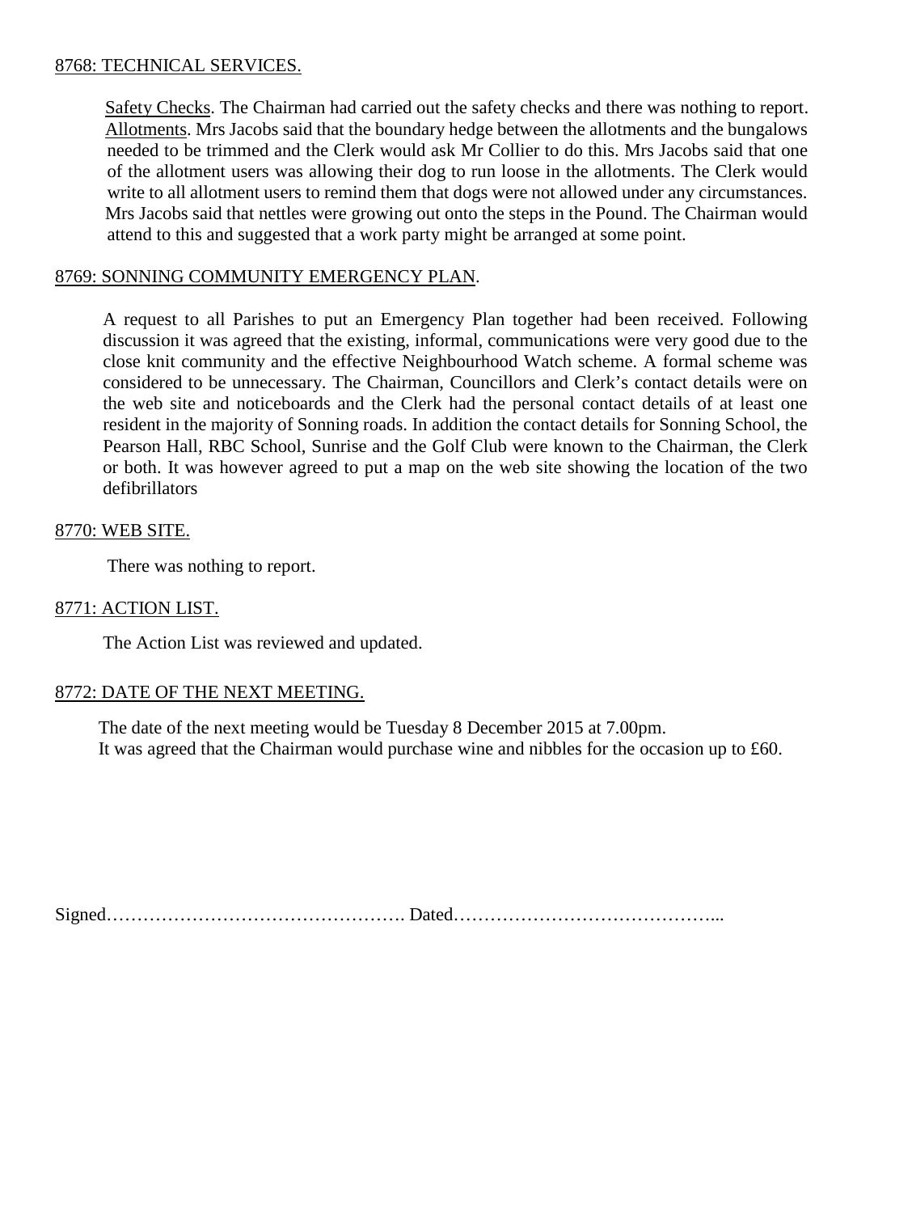8768: TECHNICAL SERVICES.

Safety Checks. The Chairman had carried out the safety checks and there was nothing to report. Allotments. Mrs Jacobs said that the boundary hedge between the allotments and the bungalows needed to be trimmed and the Clerk would ask Mr Collier to do this. Mrs Jacobs said that one of the allotment users was allowing their dog to run loose in the allotments. The Clerk would write to all allotment users to remind them that dogs were not allowed under any circumstances. Mrs Jacobs said that nettles were growing out onto the steps in the Pound. The Chairman would attend to this and suggested that a work party might be arranged at some point.

8769: SONNING COMMUNITY EMERGENCY PLAN.

A request to all Parishes to put an Emergency Plan together had been received. Following discussion it was agreed that the existing, informal, communications were very good due to the close knit community and the effective Neighbourhood Watch scheme. A formal scheme was considered to be unnecessary. The Chairman, Councillors and Clerk's contact details were on the web site and noticeboards and the Clerk had the personal contact details of at least one resident in the majority of Sonning roads. In addition the contact details for Sonning School, the Pearson Hall, RBC School, Sunrise and the Golf Club were known to the Chairman, the Clerk or both. It was however agreed to put a map on the web site showing the location of the two defibrillators

8770: WEB SITE.

There was nothing to report.

8771: ACTION LIST.

The Action List was reviewed and updated.

8772: DATE OF THE NEXT MEETING.

The date of the next meeting would be Tuesday 8 December 2015 at 7.00pm.
It was agreed that the Chairman would purchase wine and nibbles for the occasion up to £60.

Signed…………………………………………. Dated……………………………………...